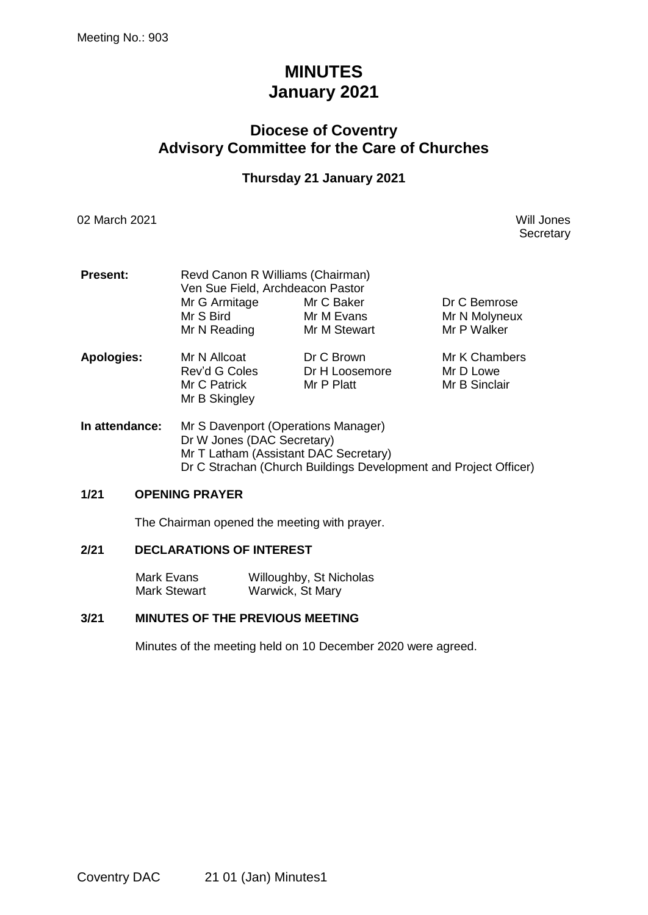Meeting No.: 903

# MINUTES
# January 2021

## Diocese of Coventry
## Advisory Committee for the Care of Churches

### Thursday 21 January 2021

02 March 2021

Will Jones
Secretary

**Present:** Revd Canon R Williams (Chairman)
Ven Sue Field, Archdeacon Pastor

| | | |
|---|---|---|
| Mr G Armitage | Mr C Baker | Dr C Bemrose |
| Mr S Bird | Mr M Evans | Mr N Molyneux |
| Mr N Reading | Mr M Stewart | Mr P Walker |

**Apologies:**

| | | |
|---|---|---|
| Mr N Allcoat | Dr C Brown | Mr K Chambers |
| Rev'd G Coles | Dr H Loosemore | Mr D Lowe |
| Mr C Patrick | Mr P Platt | Mr B Sinclair |
| Mr B Skingley | | |

**In attendance:** Mr S Davenport (Operations Manager)
Dr W Jones (DAC Secretary)
Mr T Latham (Assistant DAC Secretary)
Dr C Strachan (Church Buildings Development and Project Officer)

**1/21 OPENING PRAYER**

The Chairman opened the meeting with prayer.

**2/21 DECLARATIONS OF INTEREST**

| | |
|---|---|
| Mark Evans | Willoughby, St Nicholas |
| Mark Stewart | Warwick, St Mary |

**3/21 MINUTES OF THE PREVIOUS MEETING**

Minutes of the meeting held on 10 December 2020 were agreed.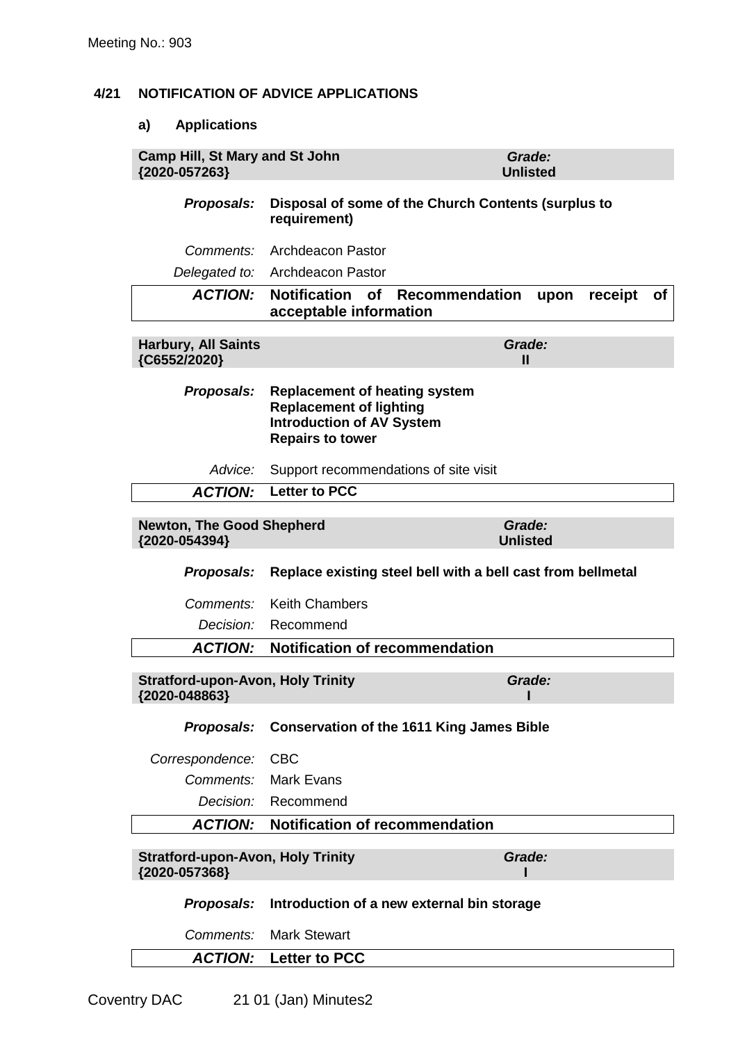## 4/21 NOTIFICATION OF ADVICE APPLICATIONS

### a) Applications

**Camp Hill, St Mary and St John** **{2020-057263}** — ***Grade:*** **Unlisted**

***Proposals:*** **Disposal of some of the Church Contents (surplus to requirement)**

*Comments:* Archdeacon Pastor

*Delegated to:* Archdeacon Pastor

***ACTION:*** **Notification of Recommendation upon receipt of acceptable information**

---

**Harbury, All Saints** **{C6552/2020}** — ***Grade:*** **II**

***Proposals:***
**Replacement of heating system**
**Replacement of lighting**
**Introduction of AV System**
**Repairs to tower**

*Advice:* Support recommendations of site visit

***ACTION:*** **Letter to PCC**

---

**Newton, The Good Shepherd** **{2020-054394}** — ***Grade:*** **Unlisted**

***Proposals:*** **Replace existing steel bell with a bell cast from bellmetal**

*Comments:* Keith Chambers

*Decision:* Recommend

***ACTION:*** **Notification of recommendation**

---

**Stratford-upon-Avon, Holy Trinity** **{2020-048863}** — ***Grade:*** **I**

***Proposals:*** **Conservation of the 1611 King James Bible**

*Correspondence:* CBC

*Comments:* Mark Evans

*Decision:* Recommend

***ACTION:*** **Notification of recommendation**

---

**Stratford-upon-Avon, Holy Trinity** **{2020-057368}** — ***Grade:*** **I**

***Proposals:*** **Introduction of a new external bin storage**

*Comments:* Mark Stewart

***ACTION:*** **Letter to PCC**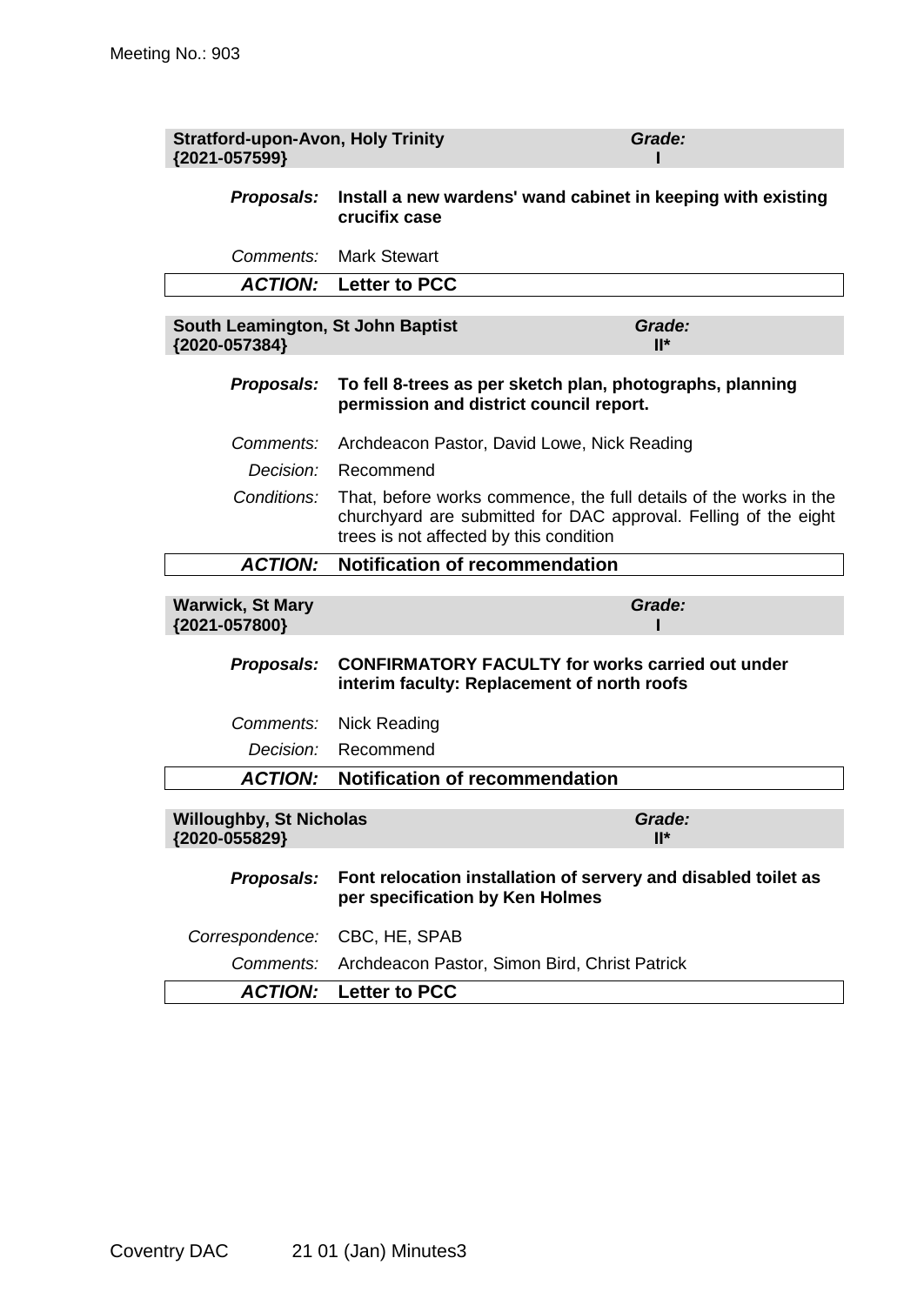Meeting No.: 903

| **Stratford-upon-Avon, Holy Trinity {2021-057599}** | ***Grade:* I** |
|---|---|

***Proposals:*** **Install a new wardens' wand cabinet in keeping with existing crucifix case**

*Comments:* Mark Stewart

***ACTION:*** **Letter to PCC**

| **South Leamington, St John Baptist {2020-057384}** | ***Grade:* II*** |
|---|---|

***Proposals:*** **To fell 8-trees as per sketch plan, photographs, planning permission and district council report.**

*Comments:* Archdeacon Pastor, David Lowe, Nick Reading

*Decision:* Recommend

*Conditions:* That, before works commence, the full details of the works in the churchyard are submitted for DAC approval. Felling of the eight trees is not affected by this condition

***ACTION:*** **Notification of recommendation**

| **Warwick, St Mary {2021-057800}** | ***Grade:* I** |
|---|---|

***Proposals:*** **CONFIRMATORY FACULTY for works carried out under interim faculty: Replacement of north roofs**

*Comments:* Nick Reading

*Decision:* Recommend

***ACTION:*** **Notification of recommendation**

| **Willoughby, St Nicholas {2020-055829}** | ***Grade:* II*** |
|---|---|

***Proposals:*** **Font relocation installation of servery and disabled toilet as per specification by Ken Holmes**

*Correspondence:* CBC, HE, SPAB

*Comments:* Archdeacon Pastor, Simon Bird, Christ Patrick

***ACTION:*** **Letter to PCC**

Coventry DAC 21 01 (Jan) Minutes3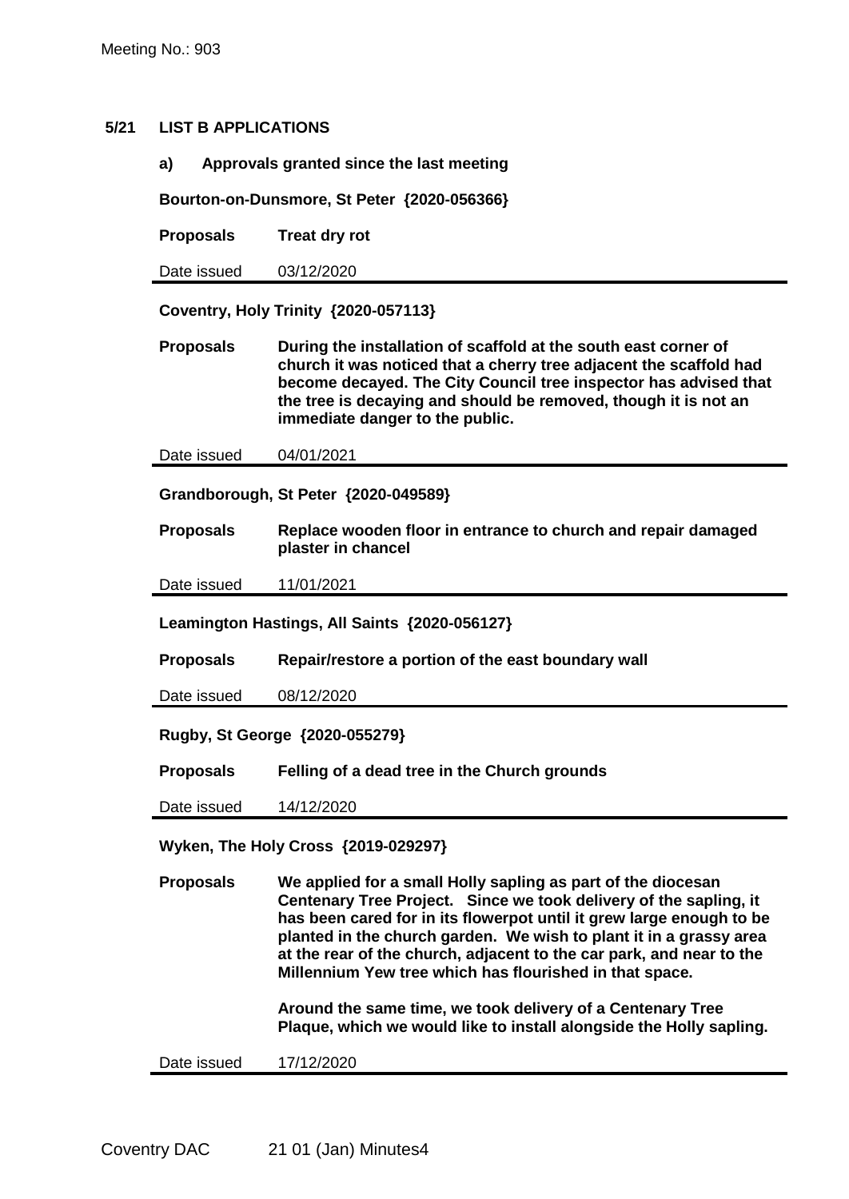**5/21 LIST B APPLICATIONS**

**a) Approvals granted since the last meeting**

**Bourton-on-Dunsmore, St Peter {2020-056366}**

| | |
|---|---|
| **Proposals** | **Treat dry rot** |
| Date issued | 03/12/2020 |

**Coventry, Holy Trinity {2020-057113}**

| | |
|---|---|
| **Proposals** | **During the installation of scaffold at the south east corner of church it was noticed that a cherry tree adjacent the scaffold had become decayed. The City Council tree inspector has advised that the tree is decaying and should be removed, though it is not an immediate danger to the public.** |
| Date issued | 04/01/2021 |

**Grandborough, St Peter {2020-049589}**

| | |
|---|---|
| **Proposals** | **Replace wooden floor in entrance to church and repair damaged plaster in chancel** |
| Date issued | 11/01/2021 |

**Leamington Hastings, All Saints {2020-056127}**

| | |
|---|---|
| **Proposals** | **Repair/restore a portion of the east boundary wall** |
| Date issued | 08/12/2020 |

**Rugby, St George {2020-055279}**

| | |
|---|---|
| **Proposals** | **Felling of a dead tree in the Church grounds** |
| Date issued | 14/12/2020 |

**Wyken, The Holy Cross {2019-029297}**

| | |
|---|---|
| **Proposals** | **We applied for a small Holly sapling as part of the diocesan Centenary Tree Project. Since we took delivery of the sapling, it has been cared for in its flowerpot until it grew large enough to be planted in the church garden. We wish to plant it in a grassy area at the rear of the church, adjacent to the car park, and near to the Millennium Yew tree which has flourished in that space.**<br><br>**Around the same time, we took delivery of a Centenary Tree Plaque, which we would like to install alongside the Holly sapling.** |
| Date issued | 17/12/2020 |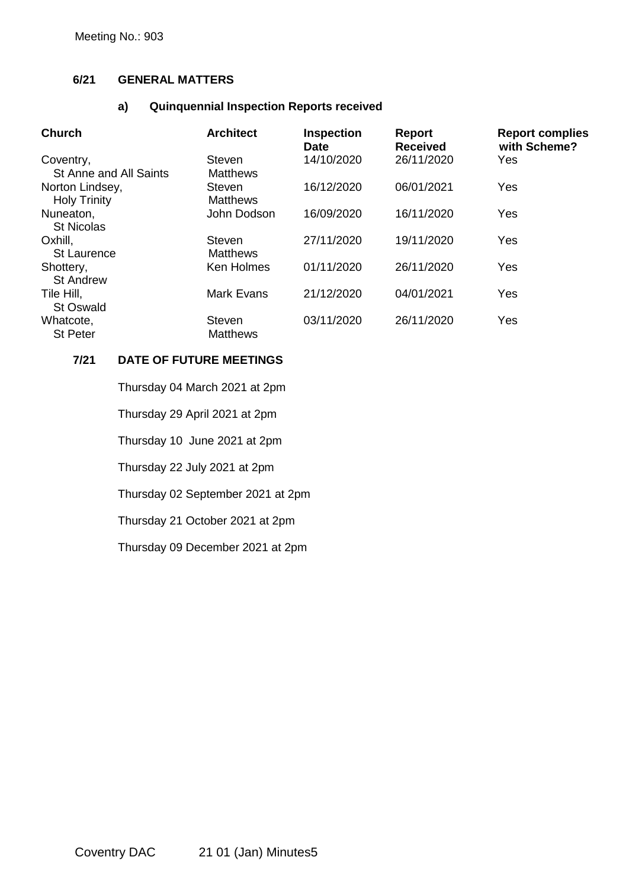Meeting No.: 903

### 6/21 GENERAL MATTERS

#### a) Quinquennial Inspection Reports received

| Church | Architect | Inspection Date | Report Received | Report complies with Scheme? |
|---|---|---|---|---|
| Coventry, St Anne and All Saints | Steven Matthews | 14/10/2020 | 26/11/2020 | Yes |
| Norton Lindsey, Holy Trinity | Steven Matthews | 16/12/2020 | 06/01/2021 | Yes |
| Nuneaton, St Nicolas | John Dodson | 16/09/2020 | 16/11/2020 | Yes |
| Oxhill, St Laurence | Steven Matthews | 27/11/2020 | 19/11/2020 | Yes |
| Shottery, St Andrew | Ken Holmes | 01/11/2020 | 26/11/2020 | Yes |
| Tile Hill, St Oswald | Mark Evans | 21/12/2020 | 04/01/2021 | Yes |
| Whatcote, St Peter | Steven Matthews | 03/11/2020 | 26/11/2020 | Yes |

### 7/21 DATE OF FUTURE MEETINGS

Thursday 04 March 2021 at 2pm

Thursday 29 April 2021 at 2pm

Thursday 10 June 2021 at 2pm

Thursday 22 July 2021 at 2pm

Thursday 02 September 2021 at 2pm

Thursday 21 October 2021 at 2pm

Thursday 09 December 2021 at 2pm